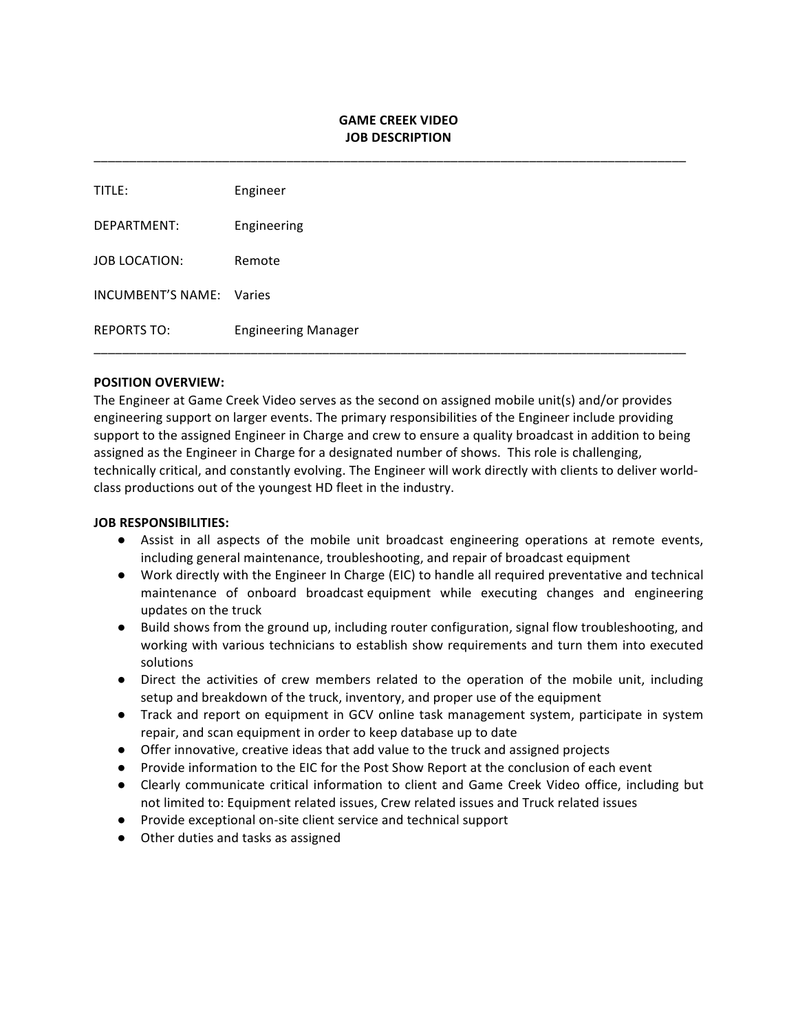# GAME CREEK VIDEO
# JOB DESCRIPTION

---

| | |
|---|---|
| TITLE: | Engineer |
| DEPARTMENT: | Engineering |
| JOB LOCATION: | Remote |
| INCUMBENT'S NAME: | Varies |
| REPORTS TO: | Engineering Manager |

---

**POSITION OVERVIEW:**

The Engineer at Game Creek Video serves as the second on assigned mobile unit(s) and/or provides engineering support on larger events. The primary responsibilities of the Engineer include providing support to the assigned Engineer in Charge and crew to ensure a quality broadcast in addition to being assigned as the Engineer in Charge for a designated number of shows. This role is challenging, technically critical, and constantly evolving. The Engineer will work directly with clients to deliver world-class productions out of the youngest HD fleet in the industry.

**JOB RESPONSIBILITIES:**

- Assist in all aspects of the mobile unit broadcast engineering operations at remote events, including general maintenance, troubleshooting, and repair of broadcast equipment
- Work directly with the Engineer In Charge (EIC) to handle all required preventative and technical maintenance of onboard broadcast equipment while executing changes and engineering updates on the truck
- Build shows from the ground up, including router configuration, signal flow troubleshooting, and working with various technicians to establish show requirements and turn them into executed solutions
- Direct the activities of crew members related to the operation of the mobile unit, including setup and breakdown of the truck, inventory, and proper use of the equipment
- Track and report on equipment in GCV online task management system, participate in system repair, and scan equipment in order to keep database up to date
- Offer innovative, creative ideas that add value to the truck and assigned projects
- Provide information to the EIC for the Post Show Report at the conclusion of each event
- Clearly communicate critical information to client and Game Creek Video office, including but not limited to: Equipment related issues, Crew related issues and Truck related issues
- Provide exceptional on-site client service and technical support
- Other duties and tasks as assigned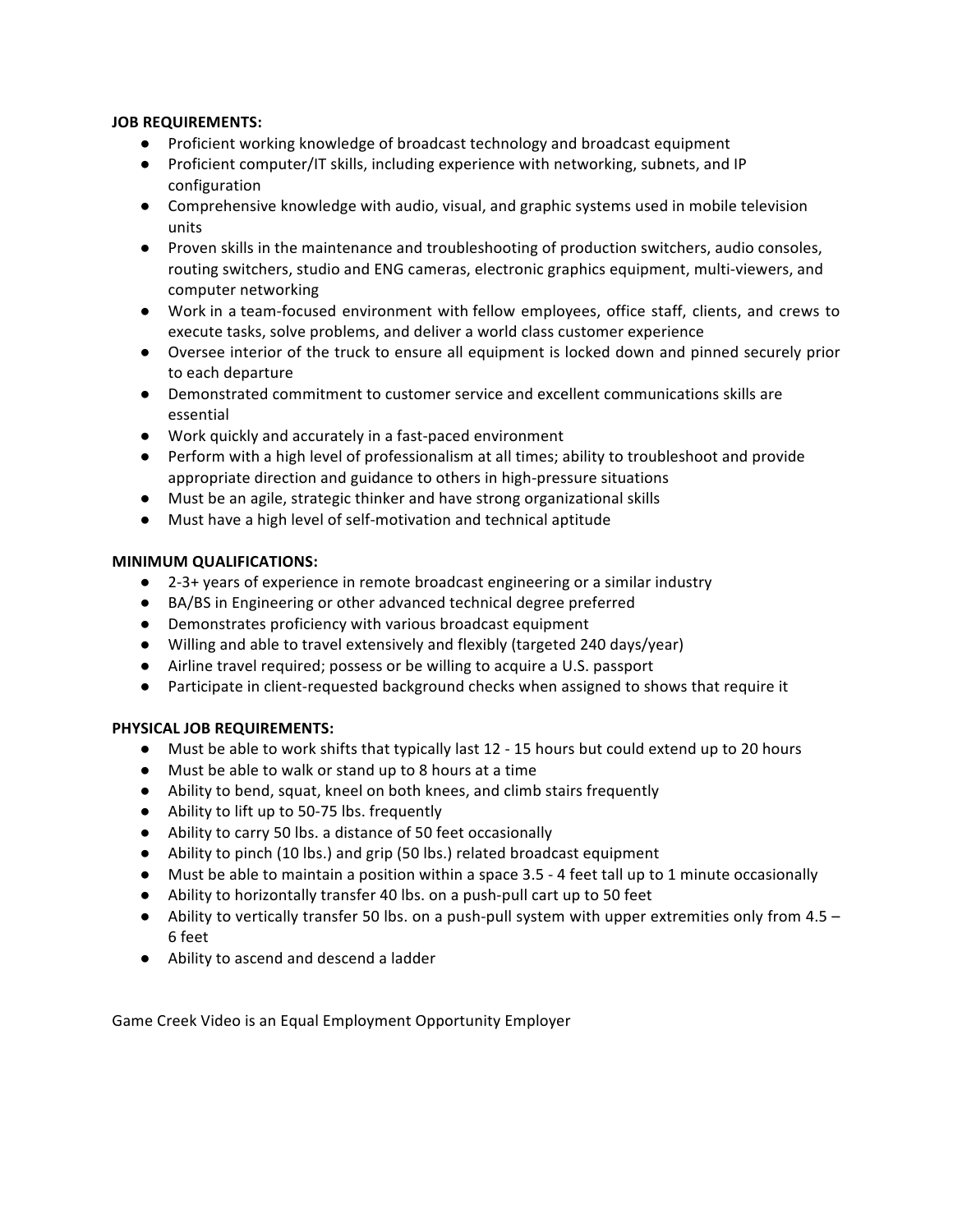**JOB REQUIREMENTS:**

- Proficient working knowledge of broadcast technology and broadcast equipment
- Proficient computer/IT skills, including experience with networking, subnets, and IP configuration
- Comprehensive knowledge with audio, visual, and graphic systems used in mobile television units
- Proven skills in the maintenance and troubleshooting of production switchers, audio consoles, routing switchers, studio and ENG cameras, electronic graphics equipment, multi-viewers, and computer networking
- Work in a team-focused environment with fellow employees, office staff, clients, and crews to execute tasks, solve problems, and deliver a world class customer experience
- Oversee interior of the truck to ensure all equipment is locked down and pinned securely prior to each departure
- Demonstrated commitment to customer service and excellent communications skills are essential
- Work quickly and accurately in a fast-paced environment
- Perform with a high level of professionalism at all times; ability to troubleshoot and provide appropriate direction and guidance to others in high-pressure situations
- Must be an agile, strategic thinker and have strong organizational skills
- Must have a high level of self-motivation and technical aptitude

**MINIMUM QUALIFICATIONS:**

- 2-3+ years of experience in remote broadcast engineering or a similar industry
- BA/BS in Engineering or other advanced technical degree preferred
- Demonstrates proficiency with various broadcast equipment
- Willing and able to travel extensively and flexibly (targeted 240 days/year)
- Airline travel required; possess or be willing to acquire a U.S. passport
- Participate in client-requested background checks when assigned to shows that require it

**PHYSICAL JOB REQUIREMENTS:**

- Must be able to work shifts that typically last 12 - 15 hours but could extend up to 20 hours
- Must be able to walk or stand up to 8 hours at a time
- Ability to bend, squat, kneel on both knees, and climb stairs frequently
- Ability to lift up to 50-75 lbs. frequently
- Ability to carry 50 lbs. a distance of 50 feet occasionally
- Ability to pinch (10 lbs.) and grip (50 lbs.) related broadcast equipment
- Must be able to maintain a position within a space 3.5 - 4 feet tall up to 1 minute occasionally
- Ability to horizontally transfer 40 lbs. on a push-pull cart up to 50 feet
- Ability to vertically transfer 50 lbs. on a push-pull system with upper extremities only from 4.5 – 6 feet
- Ability to ascend and descend a ladder

Game Creek Video is an Equal Employment Opportunity Employer